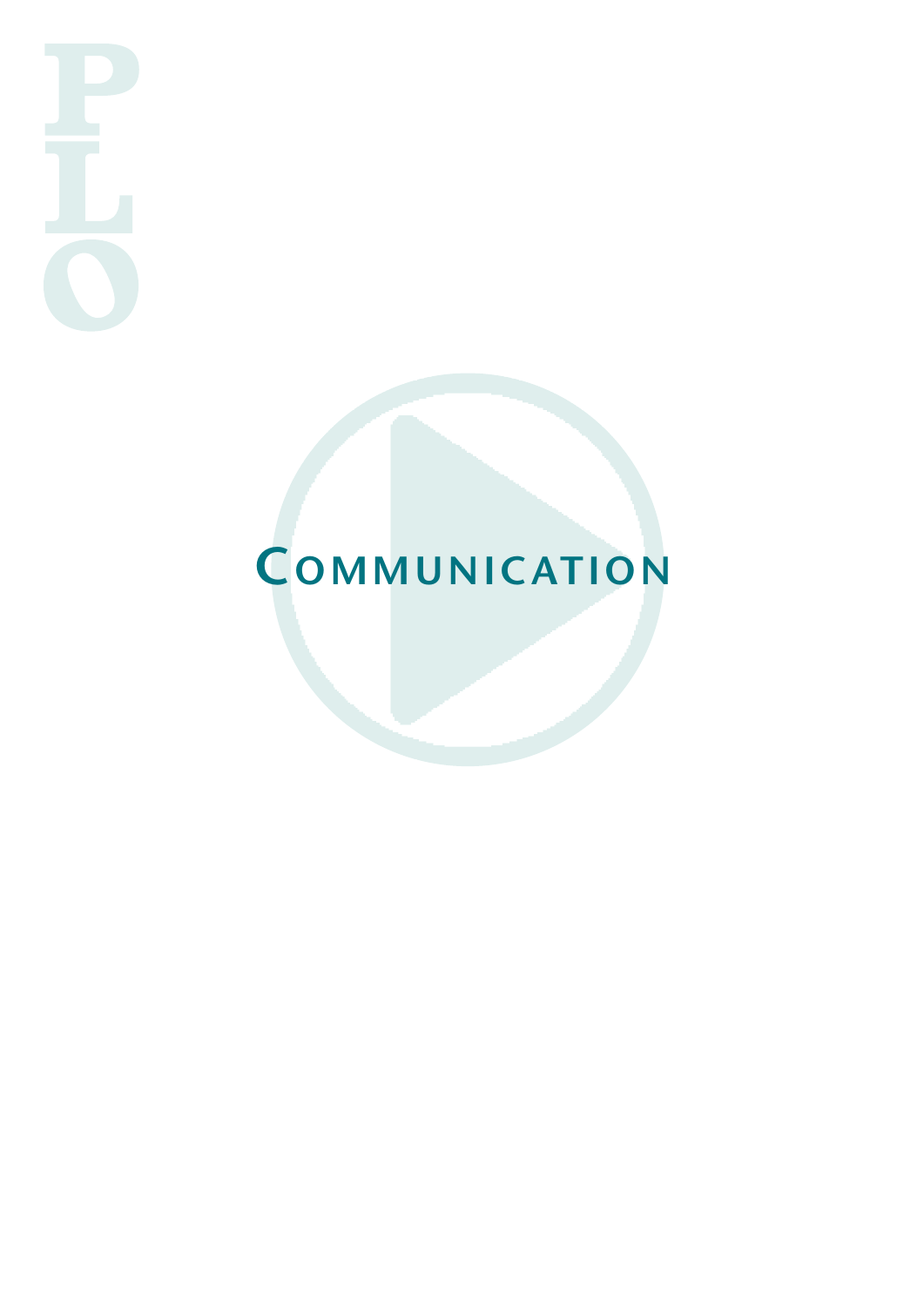# Communication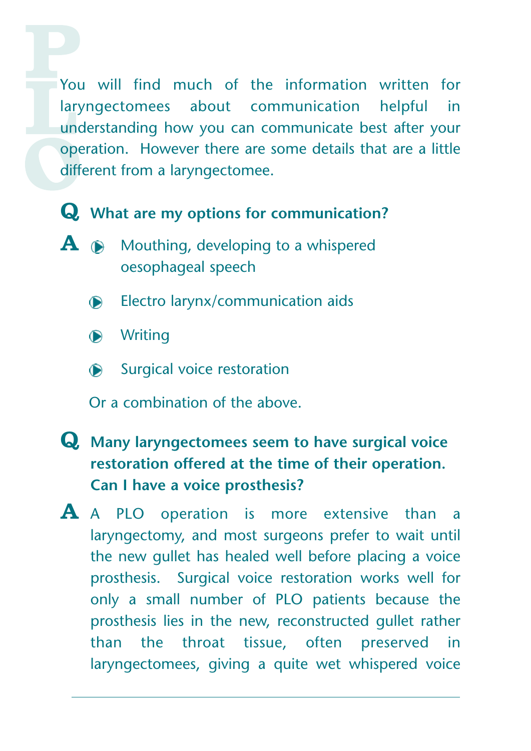You will find much of the information written for laryngectomees about communication helpful in understanding how you can communicate best after your operation. However there are some details that are a little different from a laryngectomee.

**Q What are my options for communication?**

**A**

- Mouthing, developing to a whispered oesophageal speech
- Electro larynx/communication aids
- Writing
- Surgical voice restoration

Or a combination of the above.

**Q Many laryngectomees seem to have surgical voice restoration offered at the time of their operation. Can I have a voice prosthesis?**

**A** A PLO operation is more extensive than a laryngectomy, and most surgeons prefer to wait until the new gullet has healed well before placing a voice prosthesis. Surgical voice restoration works well for only a small number of PLO patients because the prosthesis lies in the new, reconstructed gullet rather than the throat tissue, often preserved in laryngectomees, giving a quite wet whispered voice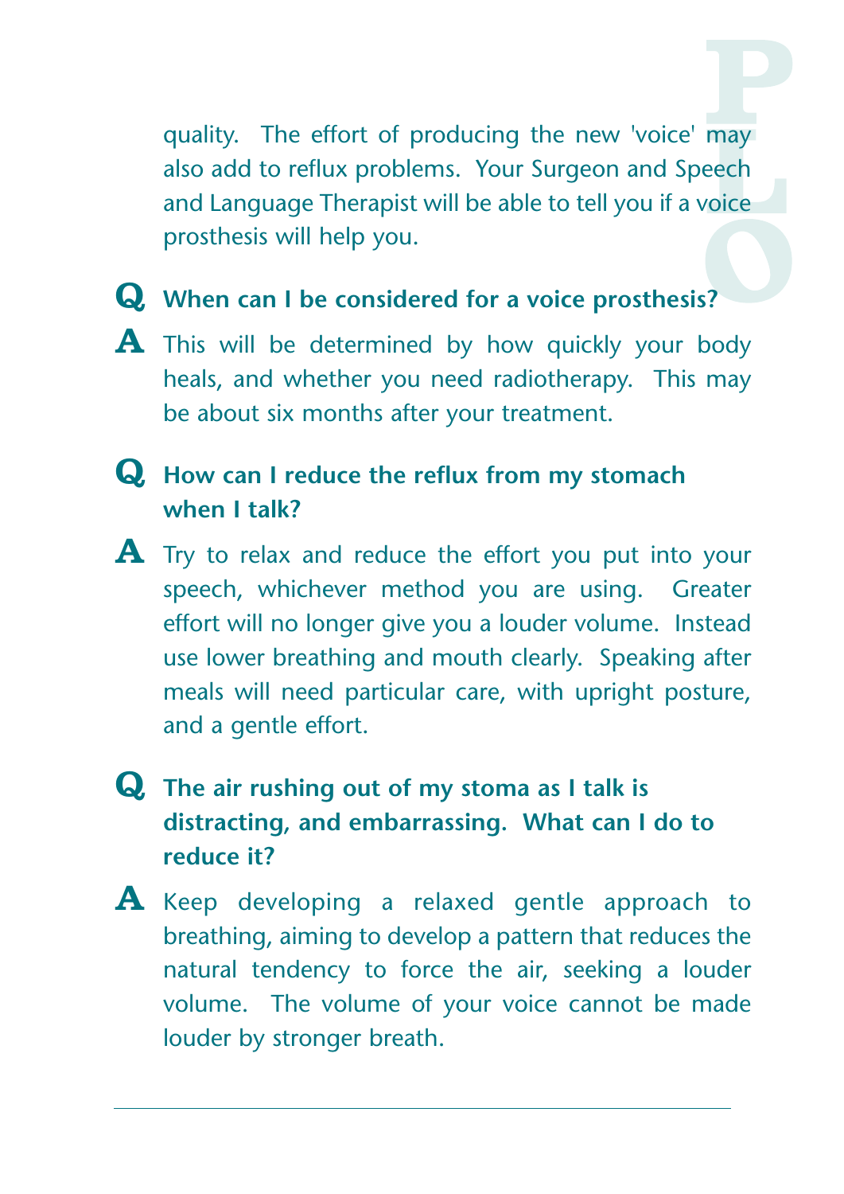quality. The effort of producing the new 'voice' may also add to reflux problems. Your Surgeon and Speech and Language Therapist will be able to tell you if a voice prosthesis will help you.

**Q** **When can I be considered for a voice prosthesis?**

**A** This will be determined by how quickly your body heals, and whether you need radiotherapy. This may be about six months after your treatment.

**Q** **How can I reduce the reflux from my stomach when I talk?**

**A** Try to relax and reduce the effort you put into your speech, whichever method you are using. Greater effort will no longer give you a louder volume. Instead use lower breathing and mouth clearly. Speaking after meals will need particular care, with upright posture, and a gentle effort.

**Q** **The air rushing out of my stoma as I talk is distracting, and embarrassing. What can I do to reduce it?**

**A** Keep developing a relaxed gentle approach to breathing, aiming to develop a pattern that reduces the natural tendency to force the air, seeking a louder volume. The volume of your voice cannot be made louder by stronger breath.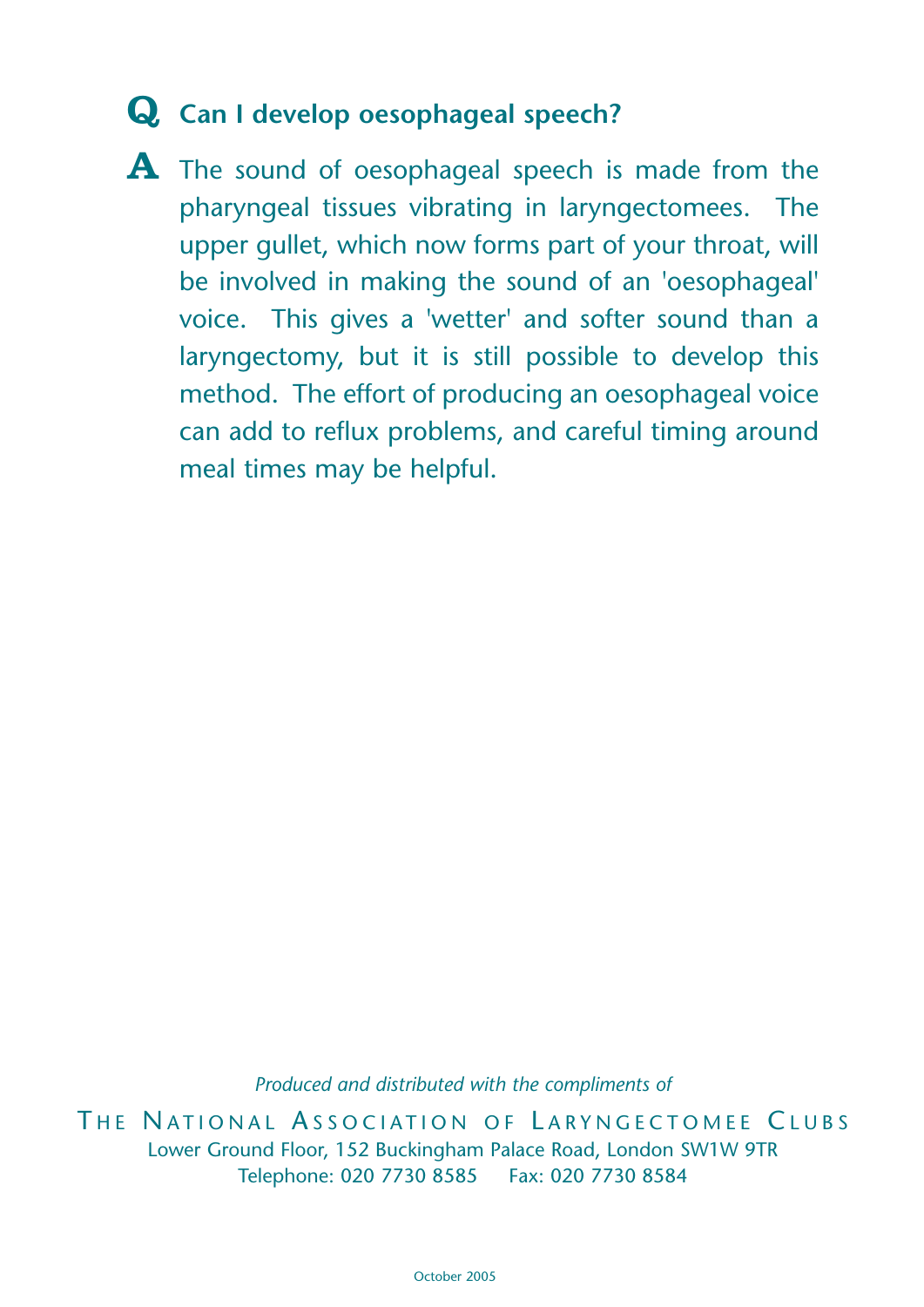**Q** **Can I develop oesophageal speech?**

**A** The sound of oesophageal speech is made from the pharyngeal tissues vibrating in laryngectomees. The upper gullet, which now forms part of your throat, will be involved in making the sound of an 'oesophageal' voice. This gives a 'wetter' and softer sound than a laryngectomy, but it is still possible to develop this method. The effort of producing an oesophageal voice can add to reflux problems, and careful timing around meal times may be helpful.

*Produced and distributed with the compliments of*

THE NATIONAL ASSOCIATION OF LARYNGECTOMEE CLUBS
Lower Ground Floor, 152 Buckingham Palace Road, London SW1W 9TR
Telephone: 020 7730 8585 Fax: 020 7730 8584

October 2005